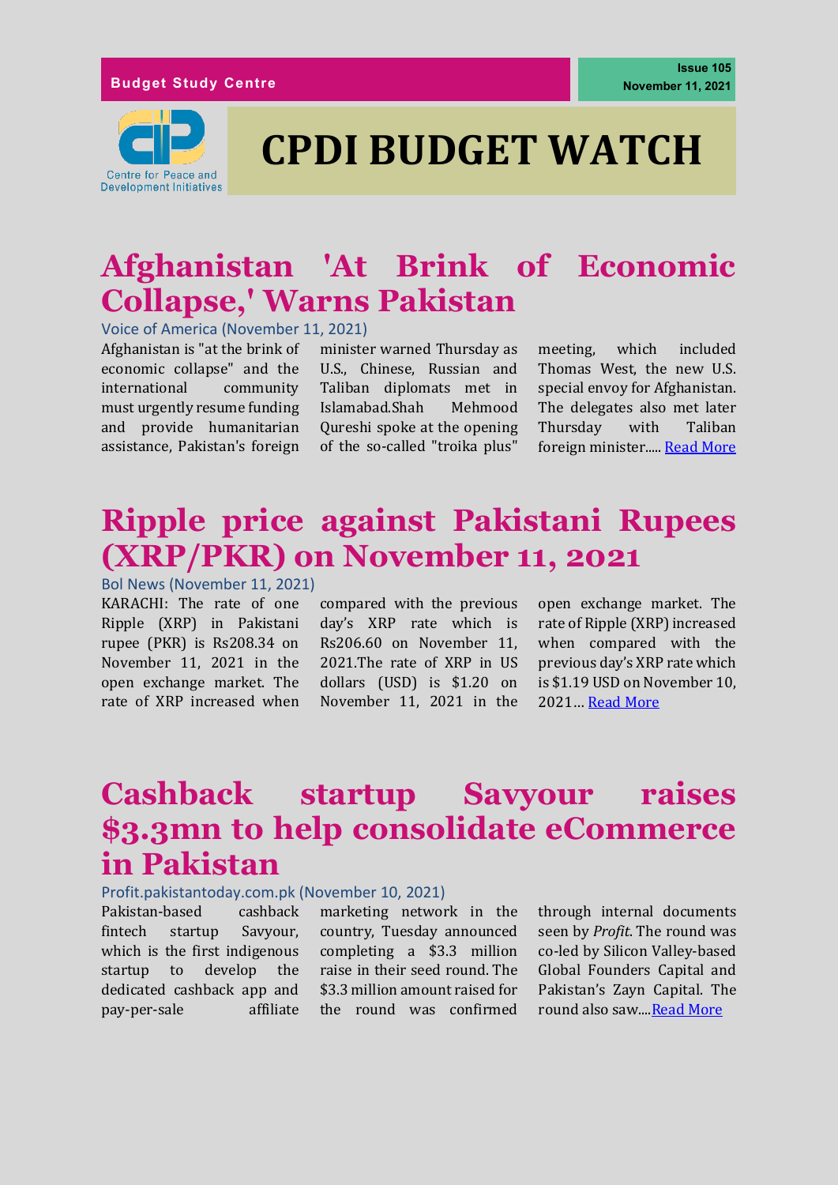Budget Study Centre

Issue 105
November 11, 2021

Centre for Peace and Development Initiatives

# CPDI BUDGET WATCH

## Afghanistan 'At Brink of Economic Collapse,' Warns Pakistan

Voice of America (November 11, 2021)

Afghanistan is "at the brink of economic collapse" and the international community must urgently resume funding and provide humanitarian assistance, Pakistan's foreign minister warned Thursday as U.S., Chinese, Russian and Taliban diplomats met in Islamabad.Shah Mehmood Qureshi spoke at the opening of the so-called "troika plus" meeting, which included Thomas West, the new U.S. special envoy for Afghanistan. The delegates also met later Thursday with Taliban foreign minister..... Read More

## Ripple price against Pakistani Rupees (XRP/PKR) on November 11, 2021

Bol News (November 11, 2021)

KARACHI: The rate of one Ripple (XRP) in Pakistani rupee (PKR) is Rs208.34 on November 11, 2021 in the open exchange market. The rate of XRP increased when compared with the previous day's XRP rate which is Rs206.60 on November 11, 2021.The rate of XRP in US dollars (USD) is $1.20 on November 11, 2021 in the open exchange market. The rate of Ripple (XRP) increased when compared with the previous day's XRP rate which is $1.19 USD on November 10, 2021… Read More

## Cashback startup Savyour raises $3.3mn to help consolidate eCommerce in Pakistan

Profit.pakistantoday.com.pk (November 10, 2021)

Pakistan-based cashback fintech startup Savyour, which is the first indigenous startup to develop the dedicated cashback app and pay-per-sale affiliate marketing network in the country, Tuesday announced completing a $3.3 million raise in their seed round. The $3.3 million amount raised for the round was confirmed through internal documents seen by *Profit*. The round was co-led by Silicon Valley-based Global Founders Capital and Pakistan's Zayn Capital. The round also saw....Read More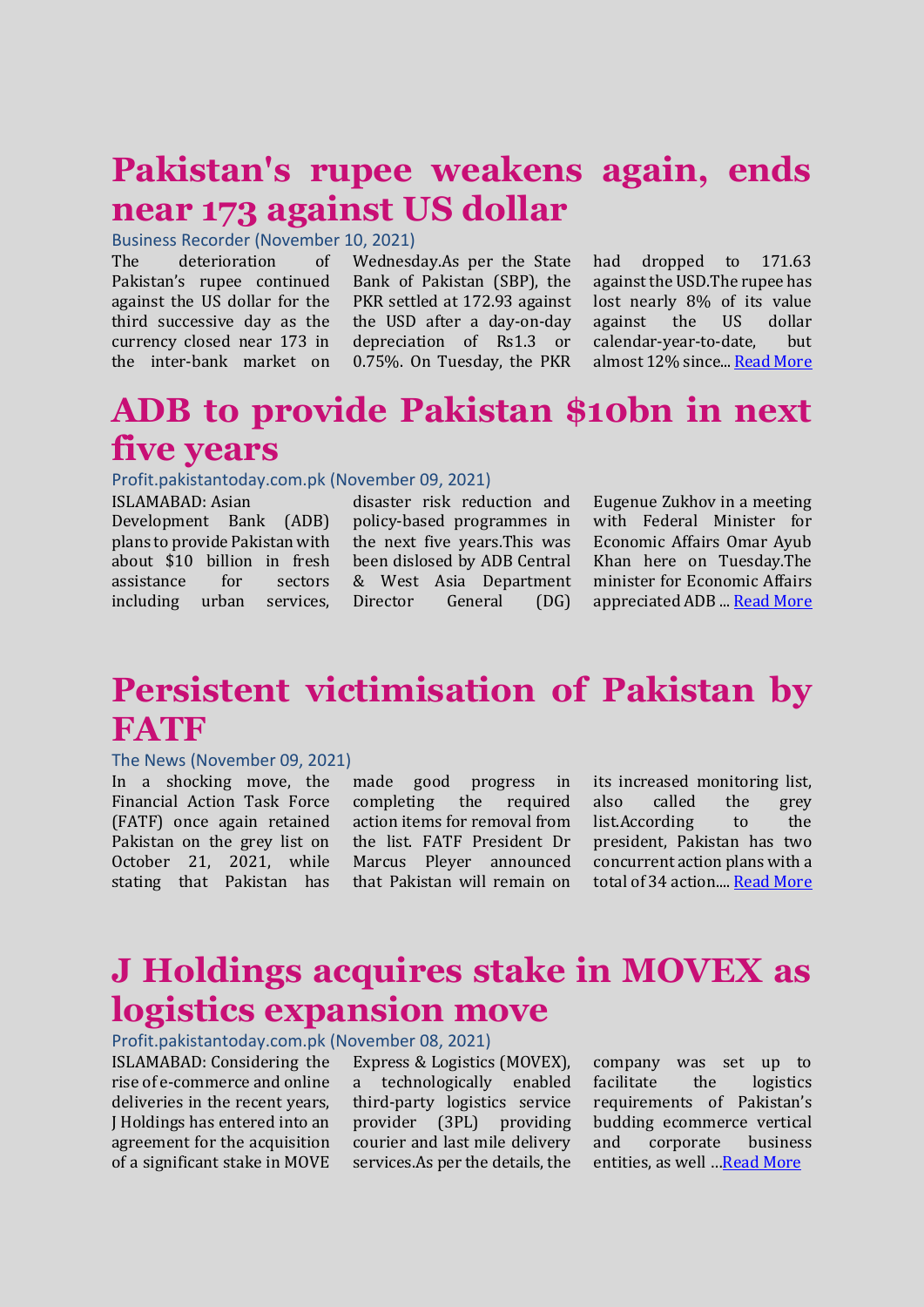# Pakistan's rupee weakens again, ends near 173 against US dollar

Business Recorder (November 10, 2021)

The deterioration of Pakistan's rupee continued against the US dollar for the third successive day as the currency closed near 173 in the inter-bank market on Wednesday.As per the State Bank of Pakistan (SBP), the PKR settled at 172.93 against the USD after a day-on-day depreciation of Rs1.3 or 0.75%. On Tuesday, the PKR had dropped to 171.63 against the USD.The rupee has lost nearly 8% of its value against the US dollar calendar-year-to-date, but almost 12% since... [Read More]

# ADB to provide Pakistan $10bn in next five years

Profit.pakistantoday.com.pk (November 09, 2021)

ISLAMABAD: Asian Development Bank (ADB) plans to provide Pakistan with about $10 billion in fresh assistance for sectors including urban services, disaster risk reduction and policy-based programmes in the next five years.This was been dislosed by ADB Central & West Asia Department Director General (DG) Eugenue Zukhov in a meeting with Federal Minister for Economic Affairs Omar Ayub Khan here on Tuesday.The minister for Economic Affairs appreciated ADB ... [Read More]

# Persistent victimisation of Pakistan by FATF

The News (November 09, 2021)

In a shocking move, the Financial Action Task Force (FATF) once again retained Pakistan on the grey list on October 21, 2021, while stating that Pakistan has made good progress in completing the required action items for removal from the list. FATF President Dr Marcus Pleyer announced that Pakistan will remain on its increased monitoring list, also called the grey list.According to the president, Pakistan has two concurrent action plans with a total of 34 action.... [Read More]

# J Holdings acquires stake in MOVEX as logistics expansion move

Profit.pakistantoday.com.pk (November 08, 2021)

ISLAMABAD: Considering the rise of e-commerce and online deliveries in the recent years, J Holdings has entered into an agreement for the acquisition of a significant stake in MOVE Express & Logistics (MOVEX), a technologically enabled third-party logistics service provider (3PL) providing courier and last mile delivery services.As per the details, the company was set up to facilitate the logistics requirements of Pakistan's budding ecommerce vertical and corporate business entities, as well ...[Read More]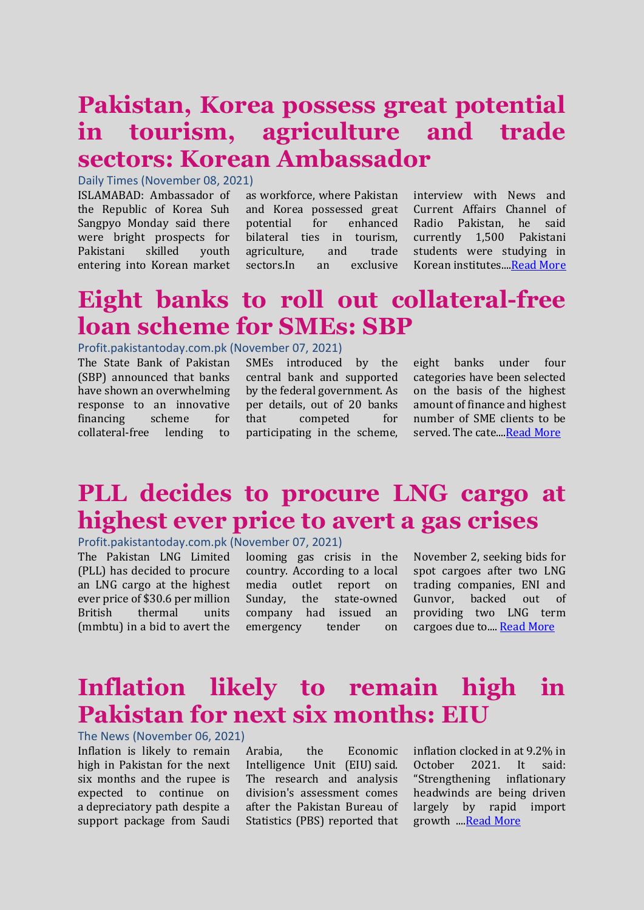## Pakistan, Korea possess great potential in tourism, agriculture and trade sectors: Korean Ambassador

Daily Times (November 08, 2021)

ISLAMABAD: Ambassador of the Republic of Korea Suh Sangpyo Monday said there were bright prospects for Pakistani skilled youth entering into Korean market as workforce, where Pakistan and Korea possessed great potential for enhanced bilateral ties in tourism, agriculture, and trade sectors.In an exclusive interview with News and Current Affairs Channel of Radio Pakistan, he said currently 1,500 Pakistani students were studying in Korean institutes....Read More

## Eight banks to roll out collateral-free loan scheme for SMEs: SBP

Profit.pakistantoday.com.pk (November 07, 2021)

The State Bank of Pakistan (SBP) announced that banks have shown an overwhelming response to an innovative financing scheme for collateral-free lending to SMEs introduced by the central bank and supported by the federal government. As per details, out of 20 banks that competed for participating in the scheme, eight banks under four categories have been selected on the basis of the highest amount of finance and highest number of SME clients to be served. The cate....Read More

## PLL decides to procure LNG cargo at highest ever price to avert a gas crises

Profit.pakistantoday.com.pk (November 07, 2021)

The Pakistan LNG Limited (PLL) has decided to procure an LNG cargo at the highest ever price of $30.6 per million British thermal units (mmbtu) in a bid to avert the looming gas crisis in the country. According to a local media outlet report on Sunday, the state-owned company had issued an emergency tender on November 2, seeking bids for spot cargoes after two LNG trading companies, ENI and Gunvor, backed out of providing two LNG term cargoes due to.... Read More

## Inflation likely to remain high in Pakistan for next six months: EIU

The News (November 06, 2021)

Inflation is likely to remain high in Pakistan for the next six months and the rupee is expected to continue on a depreciatory path despite a support package from Saudi Arabia, the Economic Intelligence Unit (EIU) said. The research and analysis division's assessment comes after the Pakistan Bureau of Statistics (PBS) reported that inflation clocked in at 9.2% in October 2021. It said: "Strengthening inflationary headwinds are being driven largely by rapid import growth ....Read More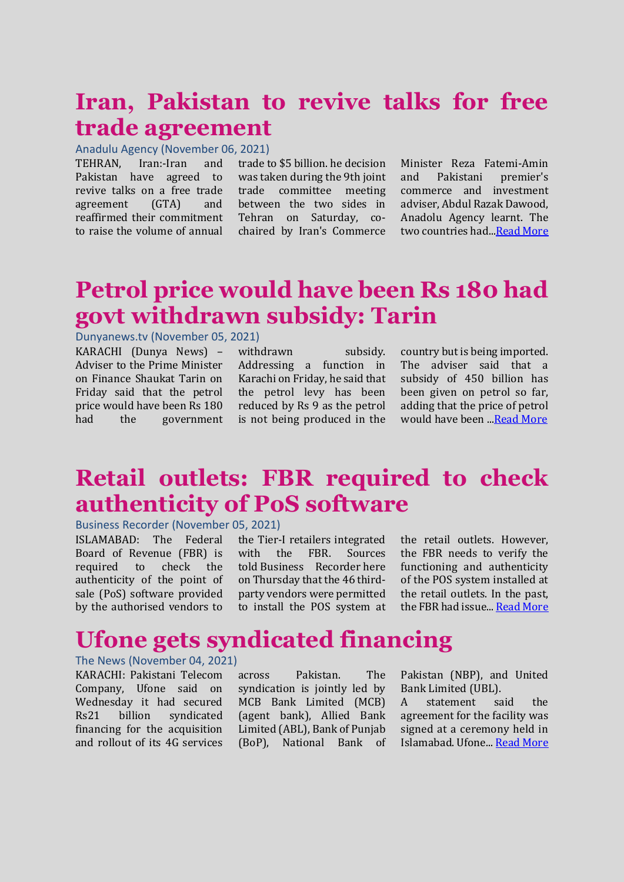# Iran, Pakistan to revive talks for free trade agreement

Anadulu Agency (November 06, 2021)

TEHRAN, Iran:-Iran and Pakistan have agreed to revive talks on a free trade agreement (GTA) and reaffirmed their commitment to raise the volume of annual trade to $5 billion. he decision was taken during the 9th joint trade committee meeting between the two sides in Tehran on Saturday, co-chaired by Iran's Commerce Minister Reza Fatemi-Amin and Pakistani premier's commerce and investment adviser, Abdul Razak Dawood, Anadolu Agency learnt. The two countries had...Read More

# Petrol price would have been Rs 180 had govt withdrawn subsidy: Tarin

Dunyanews.tv (November 05, 2021)

KARACHI (Dunya News) – Adviser to the Prime Minister on Finance Shaukat Tarin on Friday said that the petrol price would have been Rs 180 had the government withdrawn subsidy. Addressing a function in Karachi on Friday, he said that the petrol levy has been reduced by Rs 9 as the petrol is not being produced in the country but is being imported. The adviser said that a subsidy of 450 billion has been given on petrol so far, adding that the price of petrol would have been ...Read More

# Retail outlets: FBR required to check authenticity of PoS software

Business Recorder (November 05, 2021)

ISLAMABAD: The Federal Board of Revenue (FBR) is required to check the authenticity of the point of sale (PoS) software provided by the authorised vendors to the Tier-I retailers integrated with the FBR. Sources told Business Recorder here on Thursday that the 46 third-party vendors were permitted to install the POS system at the retail outlets. However, the FBR needs to verify the functioning and authenticity of the POS system installed at the retail outlets. In the past, the FBR had issue... Read More

# Ufone gets syndicated financing

The News (November 04, 2021)

KARACHI: Pakistani Telecom Company, Ufone said on Wednesday it had secured Rs21 billion syndicated financing for the acquisition and rollout of its 4G services across Pakistan. The syndication is jointly led by MCB Bank Limited (MCB) (agent bank), Allied Bank Limited (ABL), Bank of Punjab (BoP), National Bank of Pakistan (NBP), and United Bank Limited (UBL).

A statement said the agreement for the facility was signed at a ceremony held in Islamabad. Ufone... Read More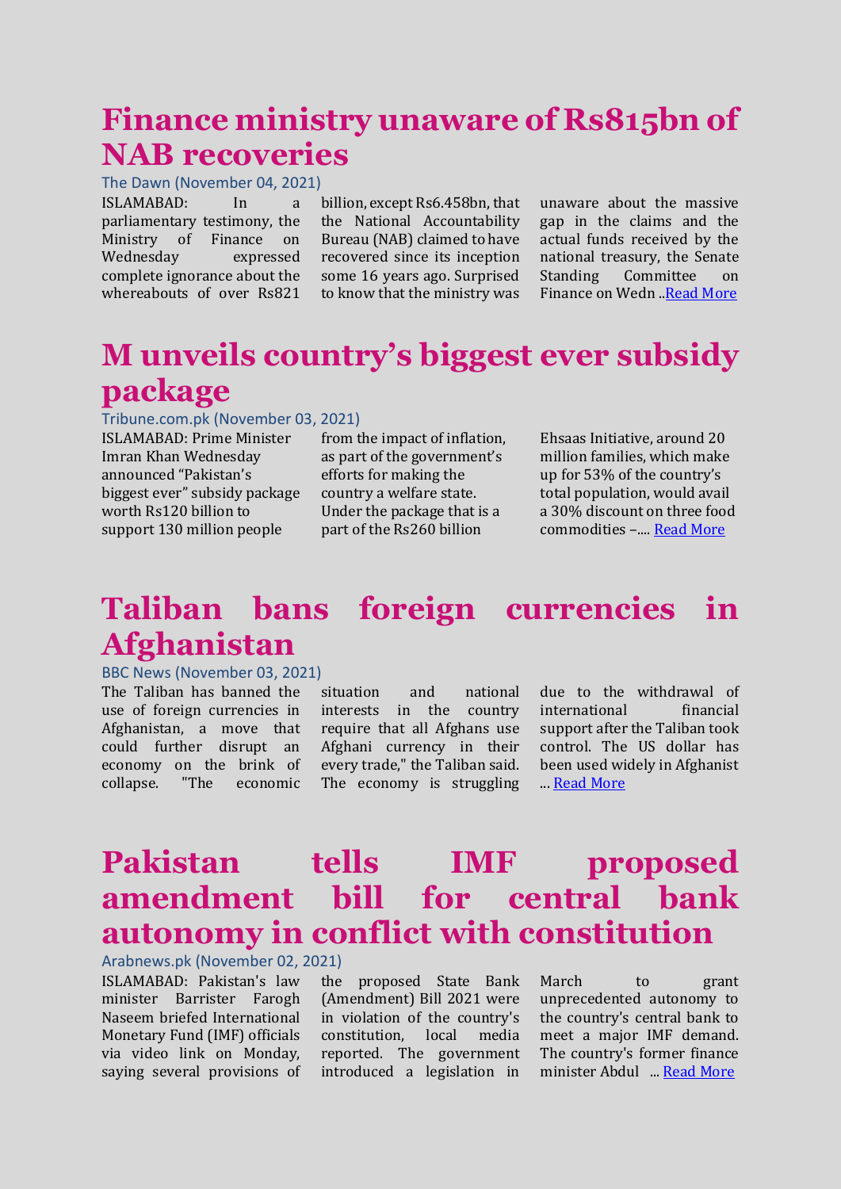# Finance ministry unaware of Rs815bn of NAB recoveries

The Dawn (November 04, 2021)

ISLAMABAD: In a parliamentary testimony, the Ministry of Finance on Wednesday expressed complete ignorance about the whereabouts of over Rs821 billion, except Rs6.458bn, that the National Accountability Bureau (NAB) claimed to have recovered since its inception some 16 years ago. Surprised to know that the ministry was unaware about the massive gap in the claims and the actual funds received by the national treasury, the Senate Standing Committee on Finance on Wedn ..Read More

# M unveils country's biggest ever subsidy package

Tribune.com.pk (November 03, 2021)

ISLAMABAD: Prime Minister Imran Khan Wednesday announced "Pakistan's biggest ever" subsidy package worth Rs120 billion to support 130 million people from the impact of inflation, as part of the government's efforts for making the country a welfare state. Under the package that is a part of the Rs260 billion Ehsaas Initiative, around 20 million families, which make up for 53% of the country's total population, would avail a 30% discount on three food commodities –.... Read More

# Taliban bans foreign currencies in Afghanistan

BBC News (November 03, 2021)

The Taliban has banned the use of foreign currencies in Afghanistan, a move that could further disrupt an economy on the brink of collapse. "The economic situation and national interests in the country require that all Afghans use Afghani currency in their every trade," the Taliban said. The economy is struggling due to the withdrawal of international financial support after the Taliban took control. The US dollar has been used widely in Afghanist ... Read More

# Pakistan tells IMF proposed amendment bill for central bank autonomy in conflict with constitution

Arabnews.pk (November 02, 2021)

ISLAMABAD: Pakistan's law minister Barrister Farogh Naseem briefed International Monetary Fund (IMF) officials via video link on Monday, saying several provisions of the proposed State Bank (Amendment) Bill 2021 were in violation of the country's constitution, local media reported. The government introduced a legislation in March to grant unprecedented autonomy to the country's central bank to meet a major IMF demand. The country's former finance minister Abdul ... Read More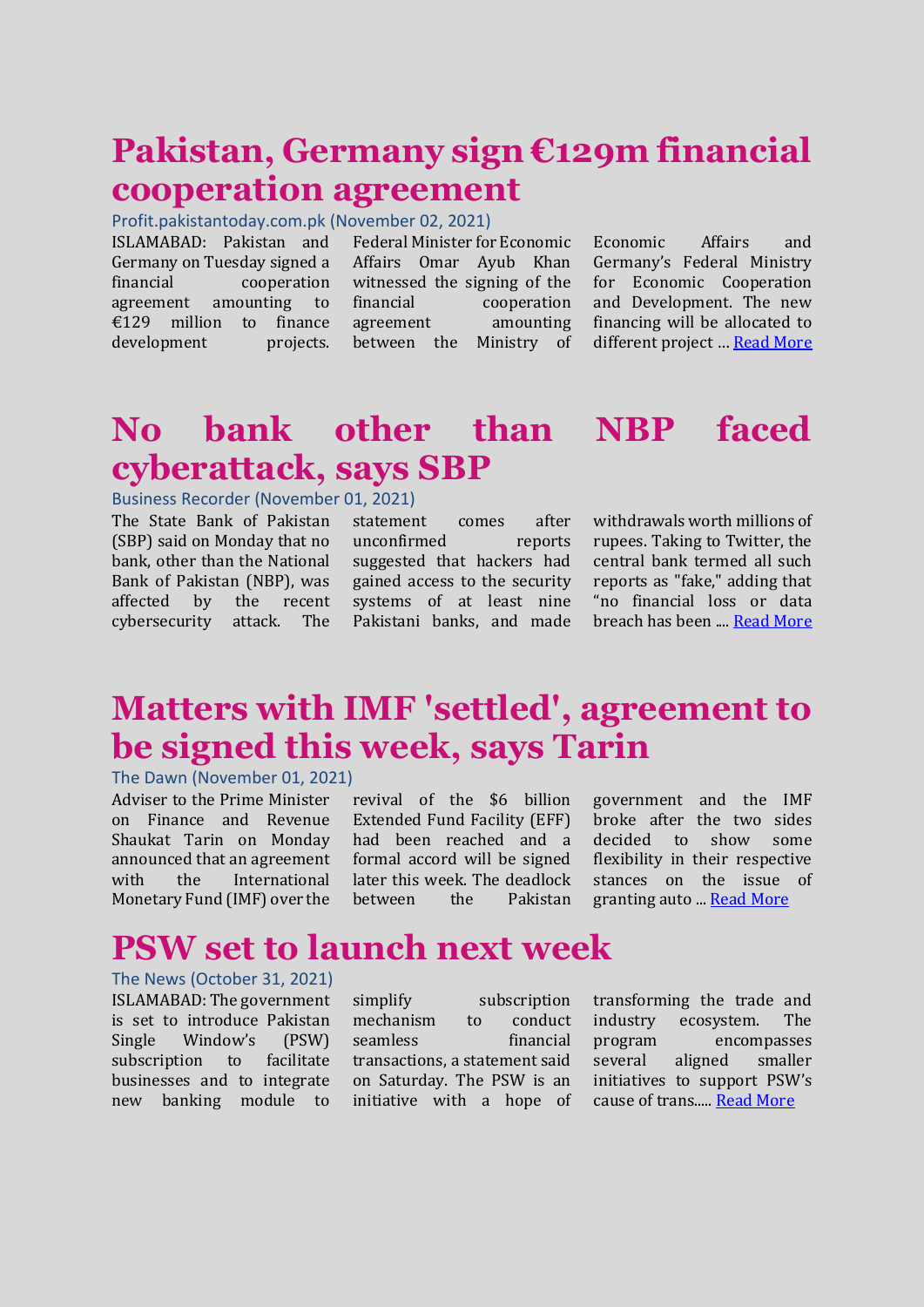# Pakistan, Germany sign €129m financial cooperation agreement

Profit.pakistantoday.com.pk (November 02, 2021)

ISLAMABAD: Pakistan and Germany on Tuesday signed a financial cooperation agreement amounting to €129 million to finance development projects. Federal Minister for Economic Affairs Omar Ayub Khan witnessed the signing of the financial cooperation agreement amounting between the Ministry of Economic Affairs and Germany's Federal Ministry for Economic Cooperation and Development. The new financing will be allocated to different project … [Read More]

# No bank other than NBP faced cyberattack, says SBP

Business Recorder (November 01, 2021)

The State Bank of Pakistan (SBP) said on Monday that no bank, other than the National Bank of Pakistan (NBP), was affected by the recent cybersecurity attack. The statement comes after unconfirmed reports suggested that hackers had gained access to the security systems of at least nine Pakistani banks, and made withdrawals worth millions of rupees. Taking to Twitter, the central bank termed all such reports as "fake," adding that "no financial loss or data breach has been .... [Read More]

# Matters with IMF 'settled', agreement to be signed this week, says Tarin

The Dawn (November 01, 2021)

Adviser to the Prime Minister on Finance and Revenue Shaukat Tarin on Monday announced that an agreement with the International Monetary Fund (IMF) over the revival of the $6 billion Extended Fund Facility (EFF) had been reached and a formal accord will be signed later this week. The deadlock between the Pakistan government and the IMF broke after the two sides decided to show some flexibility in their respective stances on the issue of granting auto ... [Read More]

# PSW set to launch next week

The News (October 31, 2021)

ISLAMABAD: The government is set to introduce Pakistan Single Window's (PSW) subscription to facilitate businesses and to integrate new banking module to simplify subscription mechanism to conduct seamless financial transactions, a statement said on Saturday. The PSW is an initiative with a hope of transforming the trade and industry ecosystem. The program encompasses several aligned smaller initiatives to support PSW's cause of trans..... [Read More]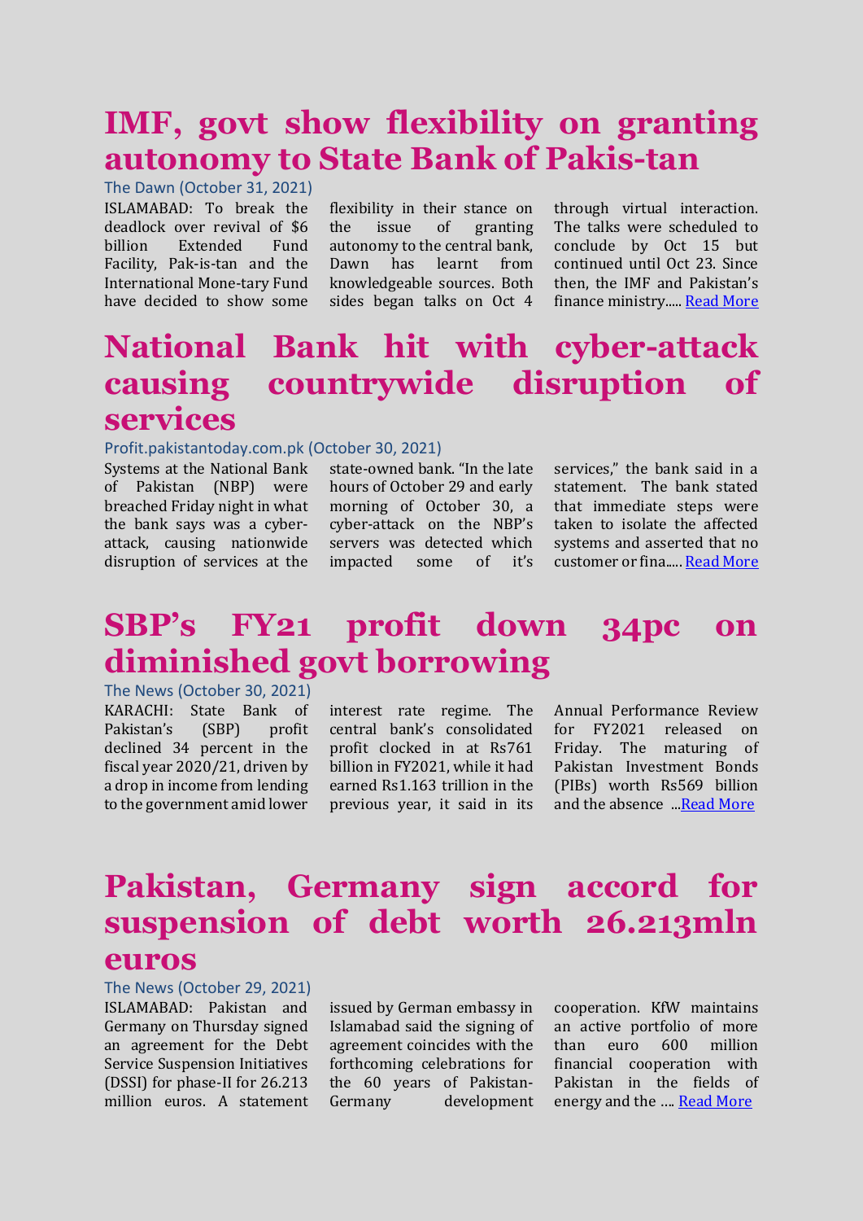# IMF, govt show flexibility on granting autonomy to State Bank of Pakis-tan

The Dawn (October 31, 2021)

ISLAMABAD: To break the deadlock over revival of $6 billion Extended Fund Facility, Pak-is-tan and the International Mone-tary Fund have decided to show some flexibility in their stance on the issue of granting autonomy to the central bank, Dawn has learnt from knowledgeable sources. Both sides began talks on Oct 4 through virtual interaction. The talks were scheduled to conclude by Oct 15 but continued until Oct 23. Since then, the IMF and Pakistan's finance ministry..... Read More

# National Bank hit with cyber-attack causing countrywide disruption of services

Profit.pakistantoday.com.pk (October 30, 2021)

Systems at the National Bank of Pakistan (NBP) were breached Friday night in what the bank says was a cyber-attack, causing nationwide disruption of services at the state-owned bank. "In the late hours of October 29 and early morning of October 30, a cyber-attack on the NBP's servers was detected which impacted some of it's services," the bank said in a statement. The bank stated that immediate steps were taken to isolate the affected systems and asserted that no customer or fina..... Read More

# SBP's FY21 profit down 34pc on diminished govt borrowing

The News (October 30, 2021)

KARACHI: State Bank of Pakistan's (SBP) profit declined 34 percent in the fiscal year 2020/21, driven by a drop in income from lending to the government amid lower interest rate regime. The central bank's consolidated profit clocked in at Rs761 billion in FY2021, while it had earned Rs1.163 trillion in the previous year, it said in its Annual Performance Review for FY2021 released on Friday. The maturing of Pakistan Investment Bonds (PIBs) worth Rs569 billion and the absence ...Read More

# Pakistan, Germany sign accord for suspension of debt worth 26.213mln euros

The News (October 29, 2021)

ISLAMABAD: Pakistan and Germany on Thursday signed an agreement for the Debt Service Suspension Initiatives (DSSI) for phase-II for 26.213 million euros. A statement issued by German embassy in Islamabad said the signing of agreement coincides with the forthcoming celebrations for the 60 years of Pakistan-Germany development cooperation. KfW maintains an active portfolio of more than euro 600 million financial cooperation with Pakistan in the fields of energy and the .... Read More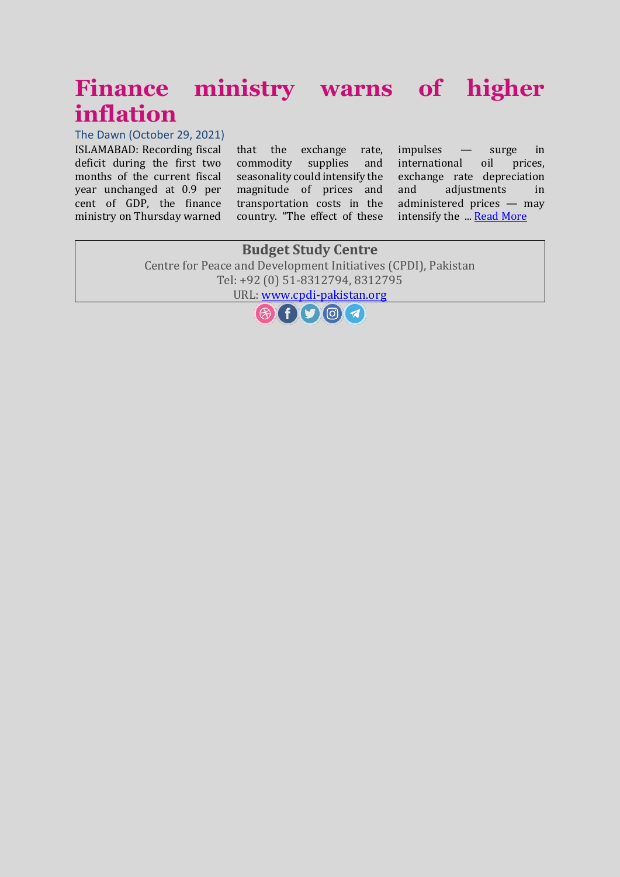# Finance ministry warns of higher inflation

The Dawn (October 29, 2021)

ISLAMABAD: Recording fiscal deficit during the first two months of the current fiscal year unchanged at 0.9 per cent of GDP, the finance ministry on Thursday warned that the exchange rate, commodity supplies and seasonality could intensify the magnitude of prices and transportation costs in the country. "The effect of these impulses — surge in international oil prices, exchange rate depreciation and adjustments in administered prices — may intensify the ... Read More

**Budget Study Centre**
Centre for Peace and Development Initiatives (CPDI), Pakistan
Tel: +92 (0) 51-8312794, 8312795
URL: www.cpdi-pakistan.org